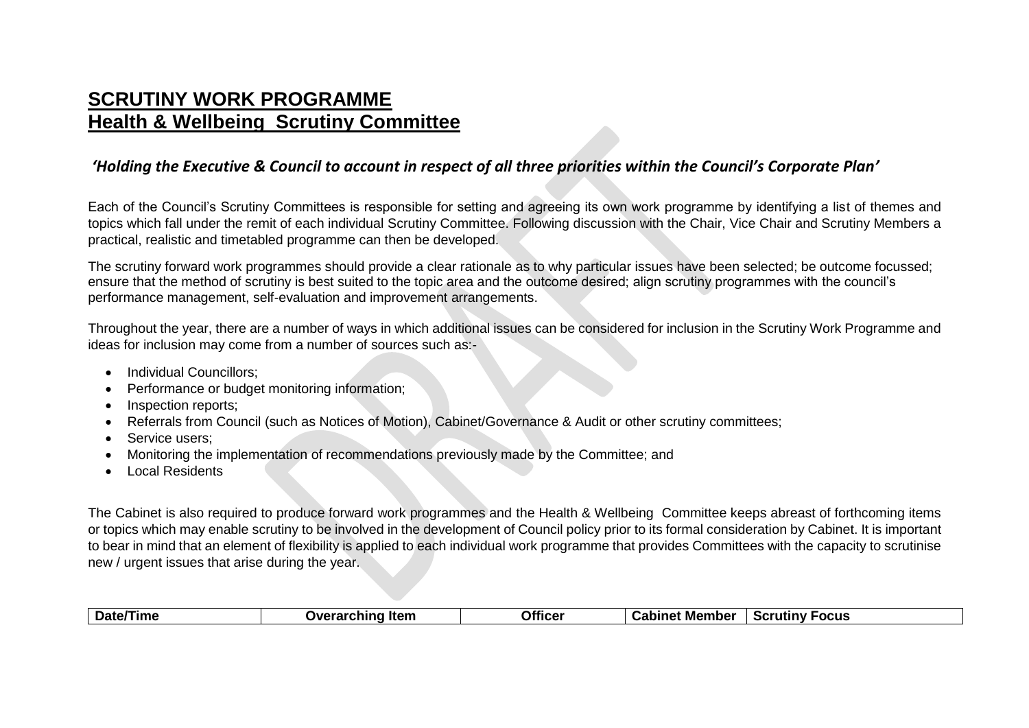# SCRUTINY WORK PROGRAMME
## Health & Wellbeing Scrutiny Committee

***'Holding the Executive & Council to account in respect of all three priorities within the Council's Corporate Plan'***

Each of the Council's Scrutiny Committees is responsible for setting and agreeing its own work programme by identifying a list of themes and topics which fall under the remit of each individual Scrutiny Committee. Following discussion with the Chair, Vice Chair and Scrutiny Members a practical, realistic and timetabled programme can then be developed.

The scrutiny forward work programmes should provide a clear rationale as to why particular issues have been selected; be outcome focussed; ensure that the method of scrutiny is best suited to the topic area and the outcome desired; align scrutiny programmes with the council's performance management, self-evaluation and improvement arrangements.

Throughout the year, there are a number of ways in which additional issues can be considered for inclusion in the Scrutiny Work Programme and ideas for inclusion may come from a number of sources such as:-

- Individual Councillors;
- Performance or budget monitoring information;
- Inspection reports;
- Referrals from Council (such as Notices of Motion), Cabinet/Governance & Audit or other scrutiny committees;
- Service users;
- Monitoring the implementation of recommendations previously made by the Committee; and
- Local Residents

The Cabinet is also required to produce forward work programmes and the Health & Wellbeing Committee keeps abreast of forthcoming items or topics which may enable scrutiny to be involved in the development of Council policy prior to its formal consideration by Cabinet. It is important to bear in mind that an element of flexibility is applied to each individual work programme that provides Committees with the capacity to scrutinise new / urgent issues that arise during the year.

| Date/Time | Overarching Item | Officer | Cabinet Member | Scrutiny Focus |
|---|---|---|---|---|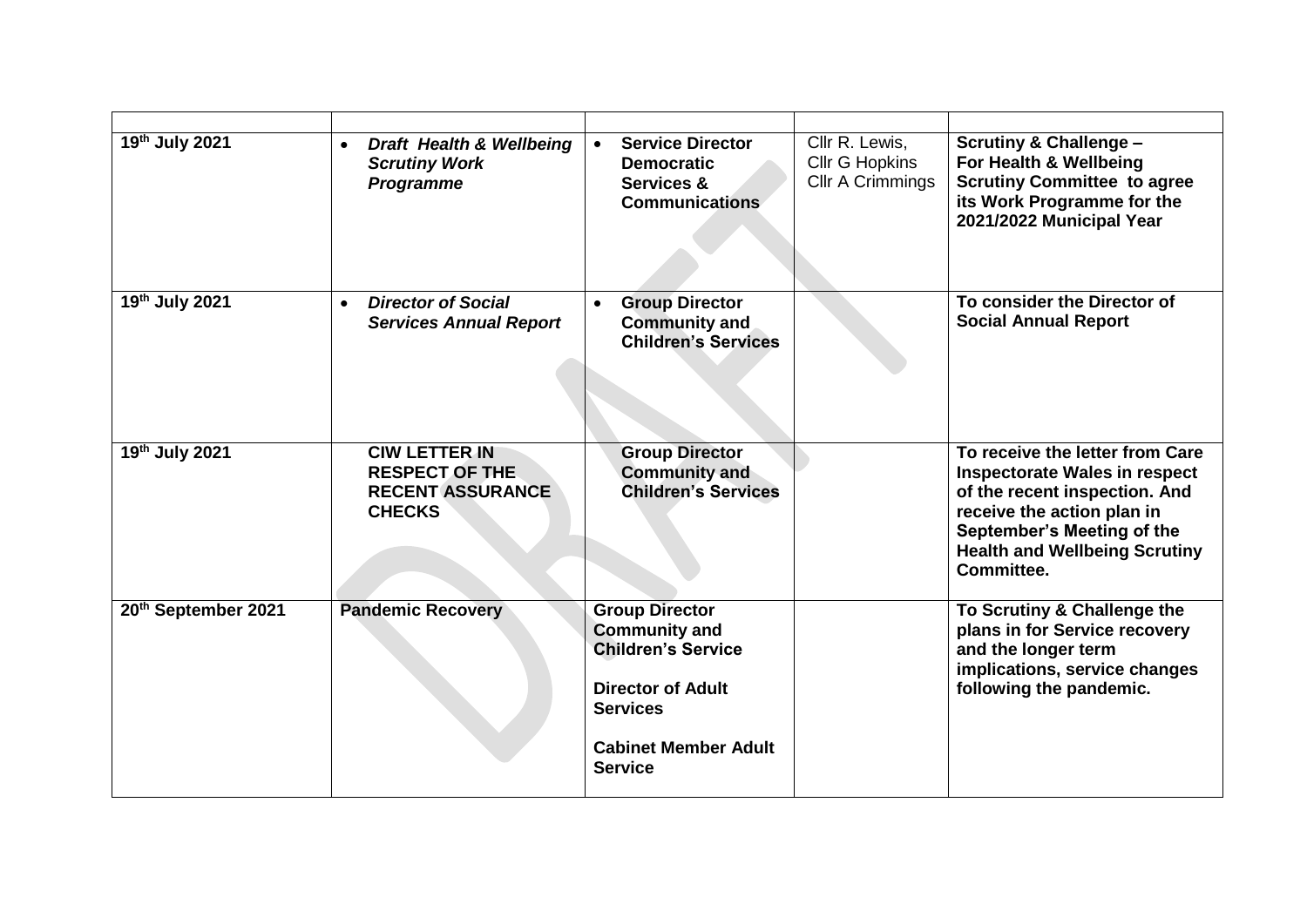| | | | | |
|---|---|---|---|---|
| 19th July 2021 | • ***Draft Health & Wellbeing Scrutiny Work Programme*** | • **Service Director Democratic Services & Communications** | Cllr R. Lewis, Cllr G Hopkins Cllr A Crimmings | **Scrutiny & Challenge – For Health & Wellbeing Scrutiny Committee to agree its Work Programme for the 2021/2022 Municipal Year** |
| 19th July 2021 | • ***Director of Social Services Annual Report*** | • **Group Director Community and Children's Services** | | **To consider the Director of Social Annual Report** |
| 19th July 2021 | **CIW LETTER IN RESPECT OF THE RECENT ASSURANCE CHECKS** | **Group Director Community and Children's Services** | | **To receive the letter from Care Inspectorate Wales in respect of the recent inspection. And receive the action plan in September's Meeting of the Health and Wellbeing Scrutiny Committee.** |
| 20th September 2021 | **Pandemic Recovery** | **Group Director Community and Children's Service**<br><br>**Director of Adult Services**<br><br>**Cabinet Member Adult Service** | | **To Scrutiny & Challenge the plans in for Service recovery and the longer term implications, service changes following the pandemic.** |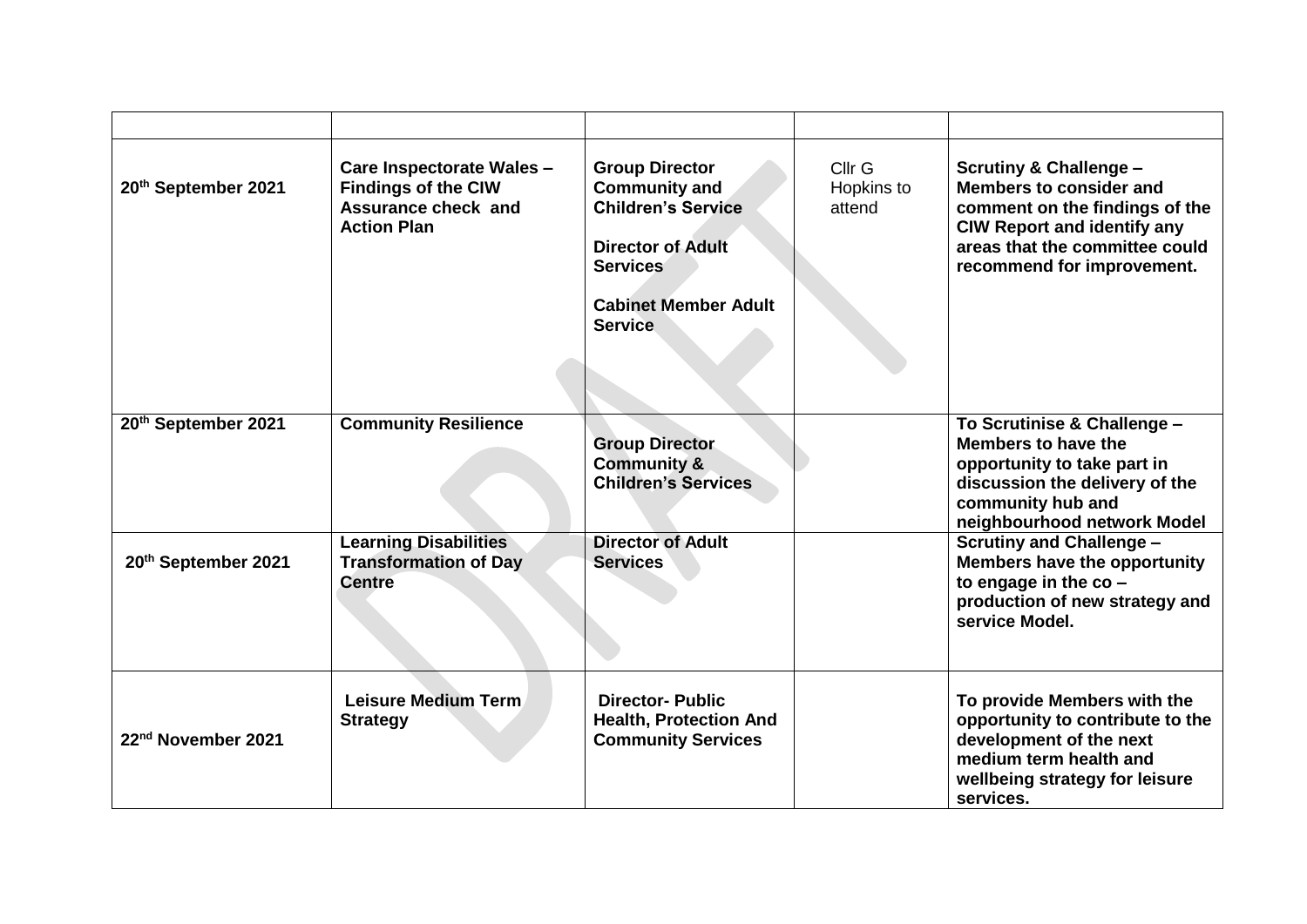| | | | | |
|---|---|---|---|---|
| 20th September 2021 | **Care Inspectorate Wales – Findings of the CIW Assurance check and Action Plan** | **Group Director Community and Children's Service**<br><br>**Director of Adult Services**<br><br>**Cabinet Member Adult Service** | Cllr G Hopkins to attend | **Scrutiny & Challenge – Members to consider and comment on the findings of the CIW Report and identify any areas that the committee could recommend for improvement.** |
| **20th September 2021** | **Community Resilience** | **Group Director Community & Children's Services** | | **To Scrutinise & Challenge – Members to have the opportunity to take part in discussion the delivery of the community hub and neighbourhood network Model** |
| **20th September 2021** | **Learning Disabilities Transformation of Day Centre** | **Director of Adult Services** | | **Scrutiny and Challenge – Members have the opportunity to engage in the co – production of new strategy and service Model.** |
| **22nd November 2021** | **Leisure Medium Term Strategy** | **Director- Public Health, Protection And Community Services** | | **To provide Members with the opportunity to contribute to the development of the next medium term health and wellbeing strategy for leisure services.** |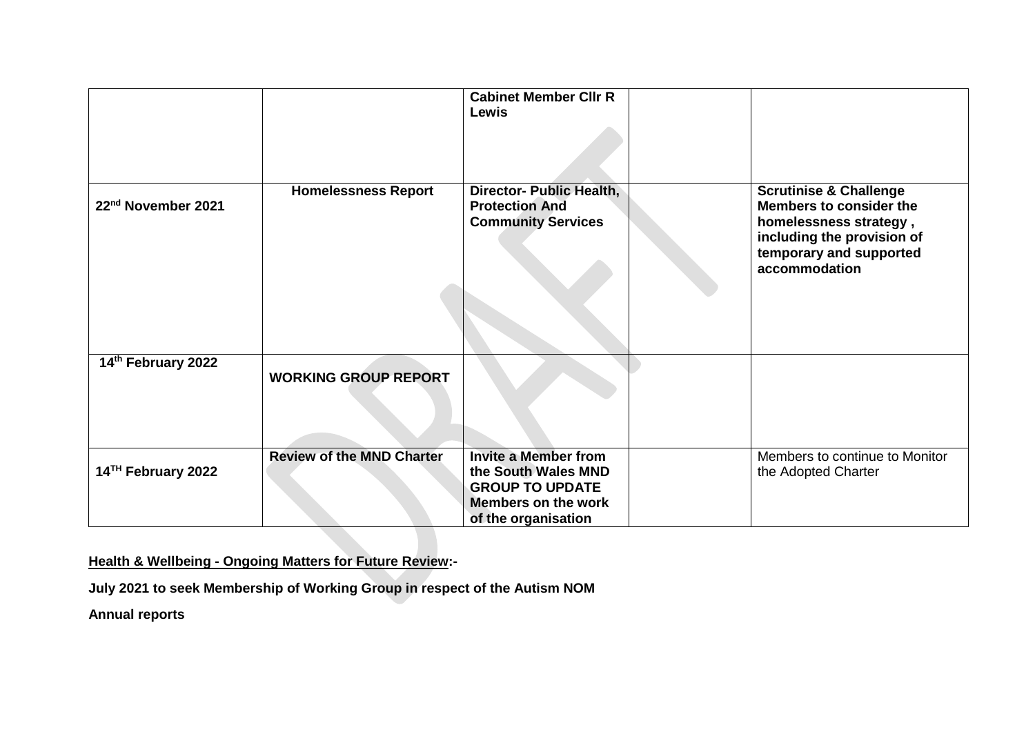| | | | | |
|---|---|---|---|---|
| | | **Cabinet Member Cllr R Lewis** | | |
| **22nd November 2021** | **Homelessness Report** | **Director- Public Health, Protection And Community Services** | | **Scrutinise & Challenge Members to consider the homelessness strategy , including the provision of temporary and supported accommodation** |
| **14th February 2022** | **WORKING GROUP REPORT** | | | |
| **14TH February 2022** | **Review of the MND Charter** | **Invite a Member from the South Wales MND GROUP TO UPDATE Members on the work of the organisation** | | Members to continue to Monitor the Adopted Charter |

**<u>Health & Wellbeing - Ongoing Matters for Future Review</u>:-**

**July 2021 to seek Membership of Working Group in respect of the Autism NOM**

**Annual reports**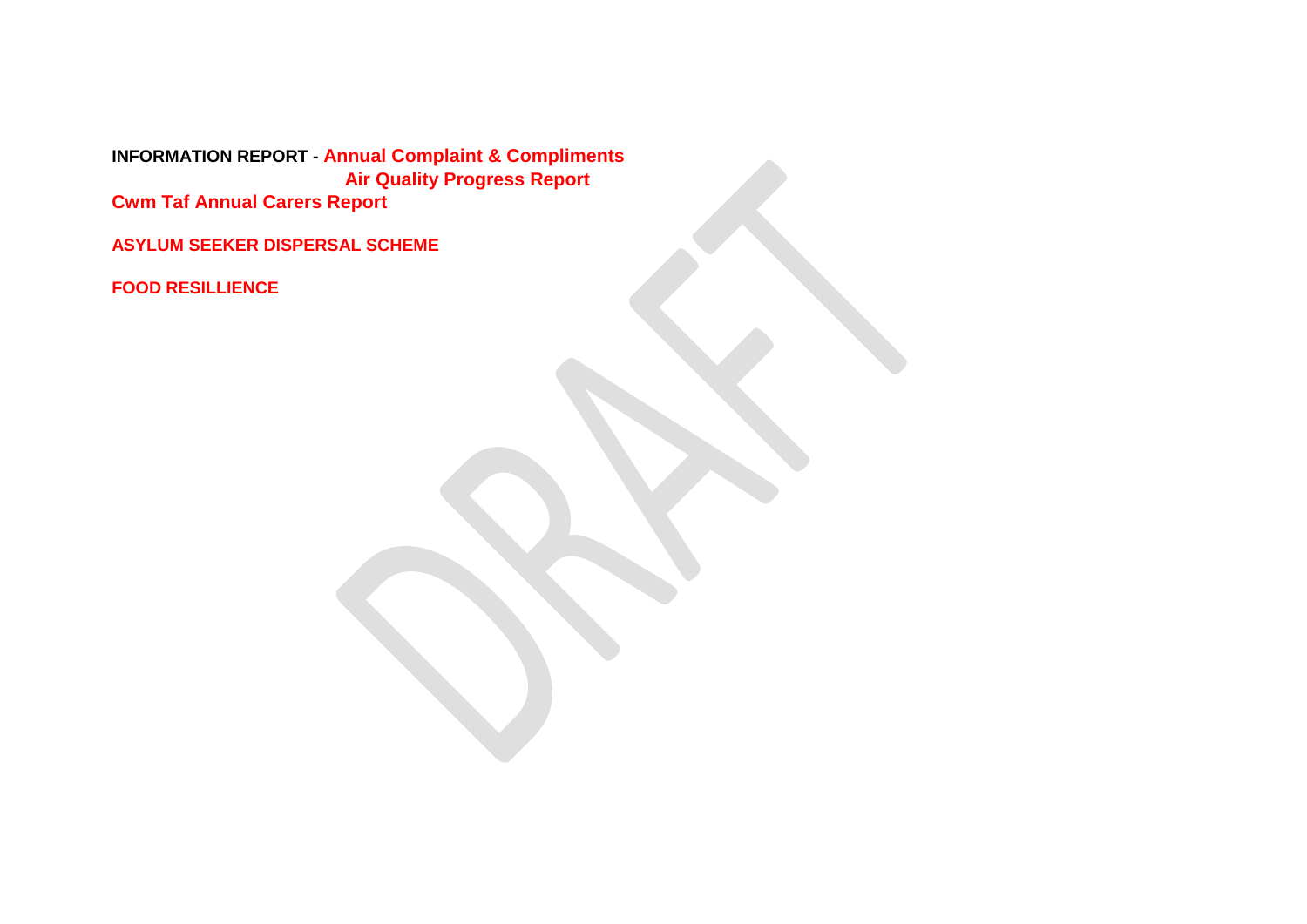**INFORMATION REPORT - Annual Complaint & Compliments**
**Air Quality Progress Report**
**Cwm Taf Annual Carers Report**

**ASYLUM SEEKER DISPERSAL SCHEME**

**FOOD RESILLIENCE**